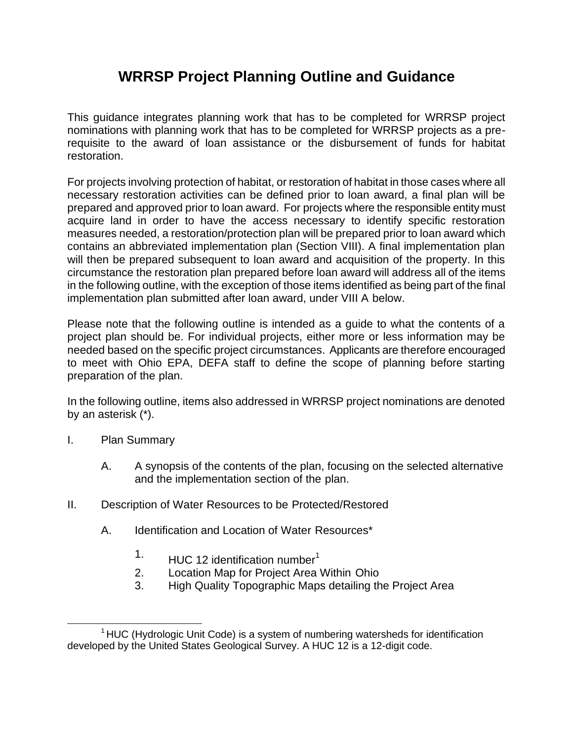# WRRSP Project Planning Outline and Guidance

This guidance integrates planning work that has to be completed for WRRSP project nominations with planning work that has to be completed for WRRSP projects as a pre-requisite to the award of loan assistance or the disbursement of funds for habitat restoration.

For projects involving protection of habitat, or restoration of habitat in those cases where all necessary restoration activities can be defined prior to loan award, a final plan will be prepared and approved prior to loan award. For projects where the responsible entity must acquire land in order to have the access necessary to identify specific restoration measures needed, a restoration/protection plan will be prepared prior to loan award which contains an abbreviated implementation plan (Section VIII). A final implementation plan will then be prepared subsequent to loan award and acquisition of the property. In this circumstance the restoration plan prepared before loan award will address all of the items in the following outline, with the exception of those items identified as being part of the final implementation plan submitted after loan award, under VIII A below.

Please note that the following outline is intended as a guide to what the contents of a project plan should be. For individual projects, either more or less information may be needed based on the specific project circumstances. Applicants are therefore encouraged to meet with Ohio EPA, DEFA staff to define the scope of planning before starting preparation of the plan.

In the following outline, items also addressed in WRRSP project nominations are denoted by an asterisk (*).

I. Plan Summary

   A. A synopsis of the contents of the plan, focusing on the selected alternative and the implementation section of the plan.

II. Description of Water Resources to be Protected/Restored

   A. Identification and Location of Water Resources*

      1. HUC 12 identification number[1]
      2. Location Map for Project Area Within Ohio
      3. High Quality Topographic Maps detailing the Project Area

[1] HUC (Hydrologic Unit Code) is a system of numbering watersheds for identification developed by the United States Geological Survey. A HUC 12 is a 12-digit code.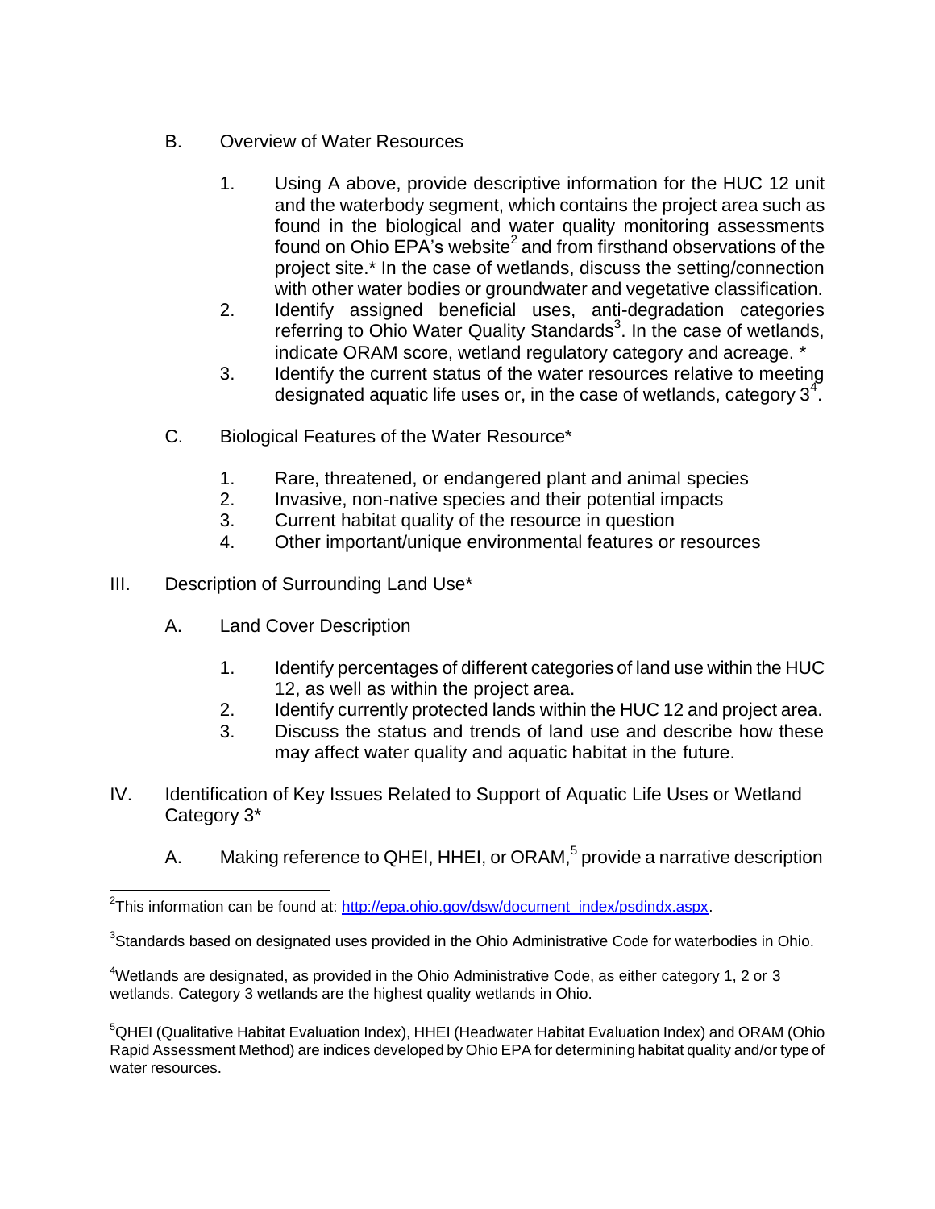B. Overview of Water Resources

1. Using A above, provide descriptive information for the HUC 12 unit and the waterbody segment, which contains the project area such as found in the biological and water quality monitoring assessments found on Ohio EPA's website[2] and from firsthand observations of the project site.* In the case of wetlands, discuss the setting/connection with other water bodies or groundwater and vegetative classification.
2. Identify assigned beneficial uses, anti-degradation categories referring to Ohio Water Quality Standards[3]. In the case of wetlands, indicate ORAM score, wetland regulatory category and acreage. *
3. Identify the current status of the water resources relative to meeting designated aquatic life uses or, in the case of wetlands, category 3[4].

C. Biological Features of the Water Resource*

1. Rare, threatened, or endangered plant and animal species
2. Invasive, non-native species and their potential impacts
3. Current habitat quality of the resource in question
4. Other important/unique environmental features or resources

III. Description of Surrounding Land Use*

A. Land Cover Description

1. Identify percentages of different categories of land use within the HUC 12, as well as within the project area.
2. Identify currently protected lands within the HUC 12 and project area.
3. Discuss the status and trends of land use and describe how these may affect water quality and aquatic habitat in the future.

IV. Identification of Key Issues Related to Support of Aquatic Life Uses or Wetland Category 3*

A. Making reference to QHEI, HHEI, or ORAM,[5] provide a narrative description

---

[2]This information can be found at: http://epa.ohio.gov/dsw/document_index/psdindx.aspx.

[3]Standards based on designated uses provided in the Ohio Administrative Code for waterbodies in Ohio.

[4]Wetlands are designated, as provided in the Ohio Administrative Code, as either category 1, 2 or 3 wetlands. Category 3 wetlands are the highest quality wetlands in Ohio.

[5]QHEI (Qualitative Habitat Evaluation Index), HHEI (Headwater Habitat Evaluation Index) and ORAM (Ohio Rapid Assessment Method) are indices developed by Ohio EPA for determining habitat quality and/or type of water resources.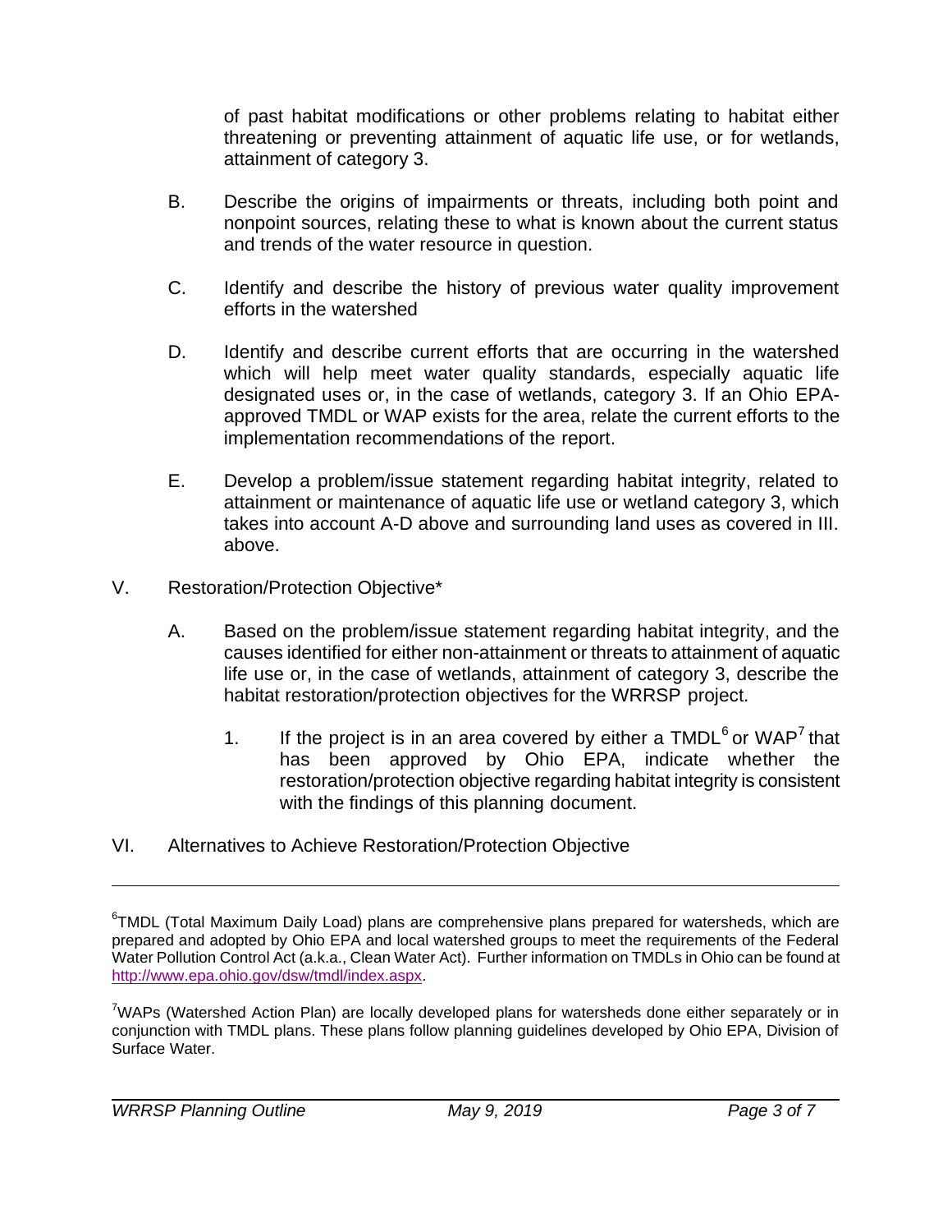of past habitat modifications or other problems relating to habitat either threatening or preventing attainment of aquatic life use, or for wetlands, attainment of category 3.

B. Describe the origins of impairments or threats, including both point and nonpoint sources, relating these to what is known about the current status and trends of the water resource in question.

C. Identify and describe the history of previous water quality improvement efforts in the watershed

D. Identify and describe current efforts that are occurring in the watershed which will help meet water quality standards, especially aquatic life designated uses or, in the case of wetlands, category 3. If an Ohio EPA-approved TMDL or WAP exists for the area, relate the current efforts to the implementation recommendations of the report.

E. Develop a problem/issue statement regarding habitat integrity, related to attainment or maintenance of aquatic life use or wetland category 3, which takes into account A-D above and surrounding land uses as covered in III. above.

V. Restoration/Protection Objective*

A. Based on the problem/issue statement regarding habitat integrity, and the causes identified for either non-attainment or threats to attainment of aquatic life use or, in the case of wetlands, attainment of category 3, describe the habitat restoration/protection objectives for the WRRSP project.

1. If the project is in an area covered by either a TMDL[6] or WAP[7] that has been approved by Ohio EPA, indicate whether the restoration/protection objective regarding habitat integrity is consistent with the findings of this planning document.

VI. Alternatives to Achieve Restoration/Protection Objective

---

[6] TMDL (Total Maximum Daily Load) plans are comprehensive plans prepared for watersheds, which are prepared and adopted by Ohio EPA and local watershed groups to meet the requirements of the Federal Water Pollution Control Act (a.k.a., Clean Water Act). Further information on TMDLs in Ohio can be found at http://www.epa.ohio.gov/dsw/tmdl/index.aspx.

[7] WAPs (Watershed Action Plan) are locally developed plans for watersheds done either separately or in conjunction with TMDL plans. These plans follow planning guidelines developed by Ohio EPA, Division of Surface Water.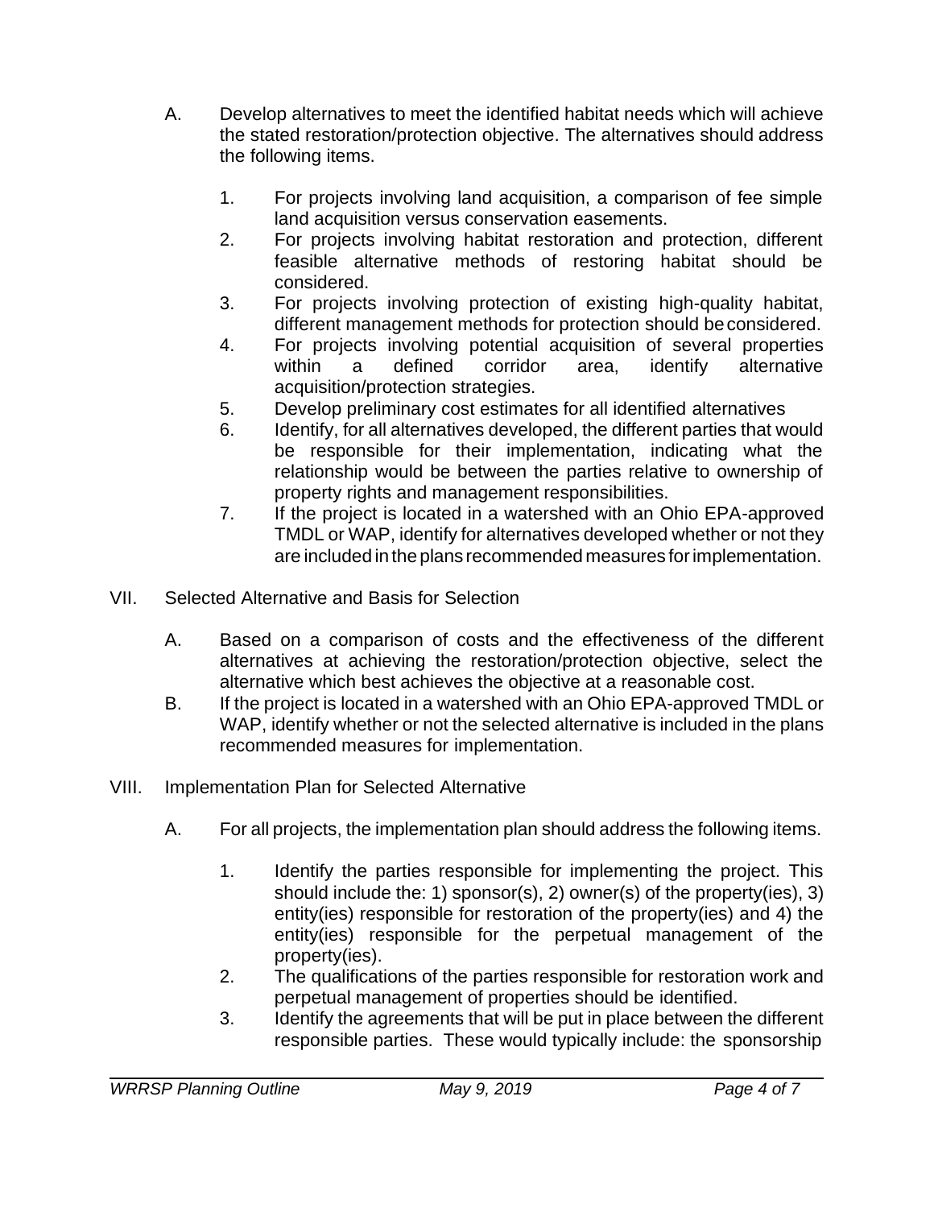A. Develop alternatives to meet the identified habitat needs which will achieve the stated restoration/protection objective. The alternatives should address the following items.

1. For projects involving land acquisition, a comparison of fee simple land acquisition versus conservation easements.
2. For projects involving habitat restoration and protection, different feasible alternative methods of restoring habitat should be considered.
3. For projects involving protection of existing high-quality habitat, different management methods for protection should be considered.
4. For projects involving potential acquisition of several properties within a defined corridor area, identify alternative acquisition/protection strategies.
5. Develop preliminary cost estimates for all identified alternatives
6. Identify, for all alternatives developed, the different parties that would be responsible for their implementation, indicating what the relationship would be between the parties relative to ownership of property rights and management responsibilities.
7. If the project is located in a watershed with an Ohio EPA-approved TMDL or WAP, identify for alternatives developed whether or not they are included in the plans recommended measures for implementation.

## VII. Selected Alternative and Basis for Selection

A. Based on a comparison of costs and the effectiveness of the different alternatives at achieving the restoration/protection objective, select the alternative which best achieves the objective at a reasonable cost.

B. If the project is located in a watershed with an Ohio EPA-approved TMDL or WAP, identify whether or not the selected alternative is included in the plans recommended measures for implementation.

## VIII. Implementation Plan for Selected Alternative

A. For all projects, the implementation plan should address the following items.

1. Identify the parties responsible for implementing the project. This should include the: 1) sponsor(s), 2) owner(s) of the property(ies), 3) entity(ies) responsible for restoration of the property(ies) and 4) the entity(ies) responsible for the perpetual management of the property(ies).
2. The qualifications of the parties responsible for restoration work and perpetual management of properties should be identified.
3. Identify the agreements that will be put in place between the different responsible parties. These would typically include: the sponsorship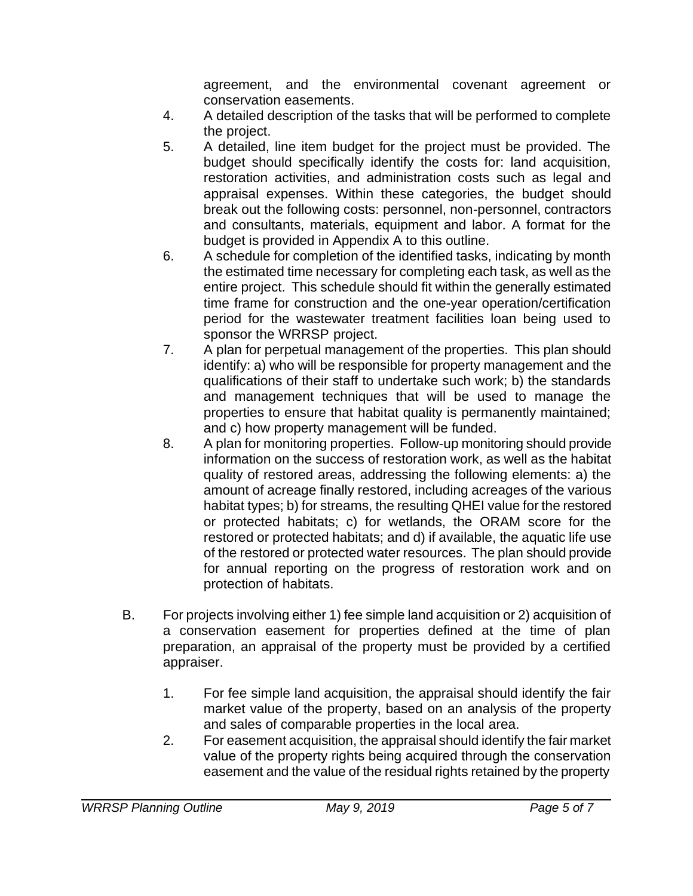agreement, and the environmental covenant agreement or conservation easements.

4. A detailed description of the tasks that will be performed to complete the project.
5. A detailed, line item budget for the project must be provided. The budget should specifically identify the costs for: land acquisition, restoration activities, and administration costs such as legal and appraisal expenses. Within these categories, the budget should break out the following costs: personnel, non-personnel, contractors and consultants, materials, equipment and labor. A format for the budget is provided in Appendix A to this outline.
6. A schedule for completion of the identified tasks, indicating by month the estimated time necessary for completing each task, as well as the entire project. This schedule should fit within the generally estimated time frame for construction and the one-year operation/certification period for the wastewater treatment facilities loan being used to sponsor the WRRSP project.
7. A plan for perpetual management of the properties. This plan should identify: a) who will be responsible for property management and the qualifications of their staff to undertake such work; b) the standards and management techniques that will be used to manage the properties to ensure that habitat quality is permanently maintained; and c) how property management will be funded.
8. A plan for monitoring properties. Follow-up monitoring should provide information on the success of restoration work, as well as the habitat quality of restored areas, addressing the following elements: a) the amount of acreage finally restored, including acreages of the various habitat types; b) for streams, the resulting QHEI value for the restored or protected habitats; c) for wetlands, the ORAM score for the restored or protected habitats; and d) if available, the aquatic life use of the restored or protected water resources. The plan should provide for annual reporting on the progress of restoration work and on protection of habitats.

B. For projects involving either 1) fee simple land acquisition or 2) acquisition of a conservation easement for properties defined at the time of plan preparation, an appraisal of the property must be provided by a certified appraiser.

1. For fee simple land acquisition, the appraisal should identify the fair market value of the property, based on an analysis of the property and sales of comparable properties in the local area.
2. For easement acquisition, the appraisal should identify the fair market value of the property rights being acquired through the conservation easement and the value of the residual rights retained by the property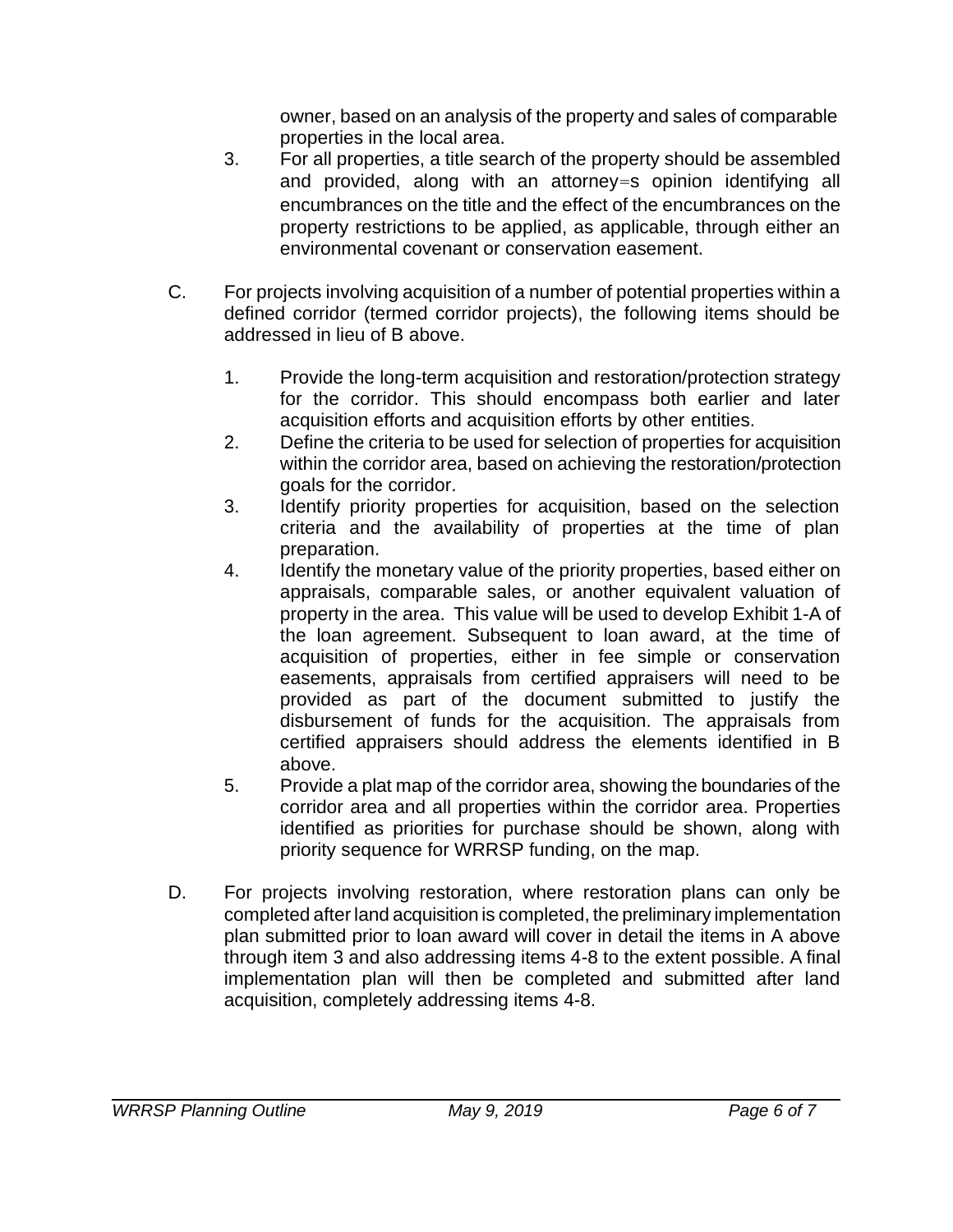owner, based on an analysis of the property and sales of comparable properties in the local area.

3. For all properties, a title search of the property should be assembled and provided, along with an attorney=s opinion identifying all encumbrances on the title and the effect of the encumbrances on the property restrictions to be applied, as applicable, through either an environmental covenant or conservation easement.

C. For projects involving acquisition of a number of potential properties within a defined corridor (termed corridor projects), the following items should be addressed in lieu of B above.

   1. Provide the long-term acquisition and restoration/protection strategy for the corridor. This should encompass both earlier and later acquisition efforts and acquisition efforts by other entities.
   2. Define the criteria to be used for selection of properties for acquisition within the corridor area, based on achieving the restoration/protection goals for the corridor.
   3. Identify priority properties for acquisition, based on the selection criteria and the availability of properties at the time of plan preparation.
   4. Identify the monetary value of the priority properties, based either on appraisals, comparable sales, or another equivalent valuation of property in the area. This value will be used to develop Exhibit 1-A of the loan agreement. Subsequent to loan award, at the time of acquisition of properties, either in fee simple or conservation easements, appraisals from certified appraisers will need to be provided as part of the document submitted to justify the disbursement of funds for the acquisition. The appraisals from certified appraisers should address the elements identified in B above.
   5. Provide a plat map of the corridor area, showing the boundaries of the corridor area and all properties within the corridor area. Properties identified as priorities for purchase should be shown, along with priority sequence for WRRSP funding, on the map.

D. For projects involving restoration, where restoration plans can only be completed after land acquisition is completed, the preliminary implementation plan submitted prior to loan award will cover in detail the items in A above through item 3 and also addressing items 4-8 to the extent possible. A final implementation plan will then be completed and submitted after land acquisition, completely addressing items 4-8.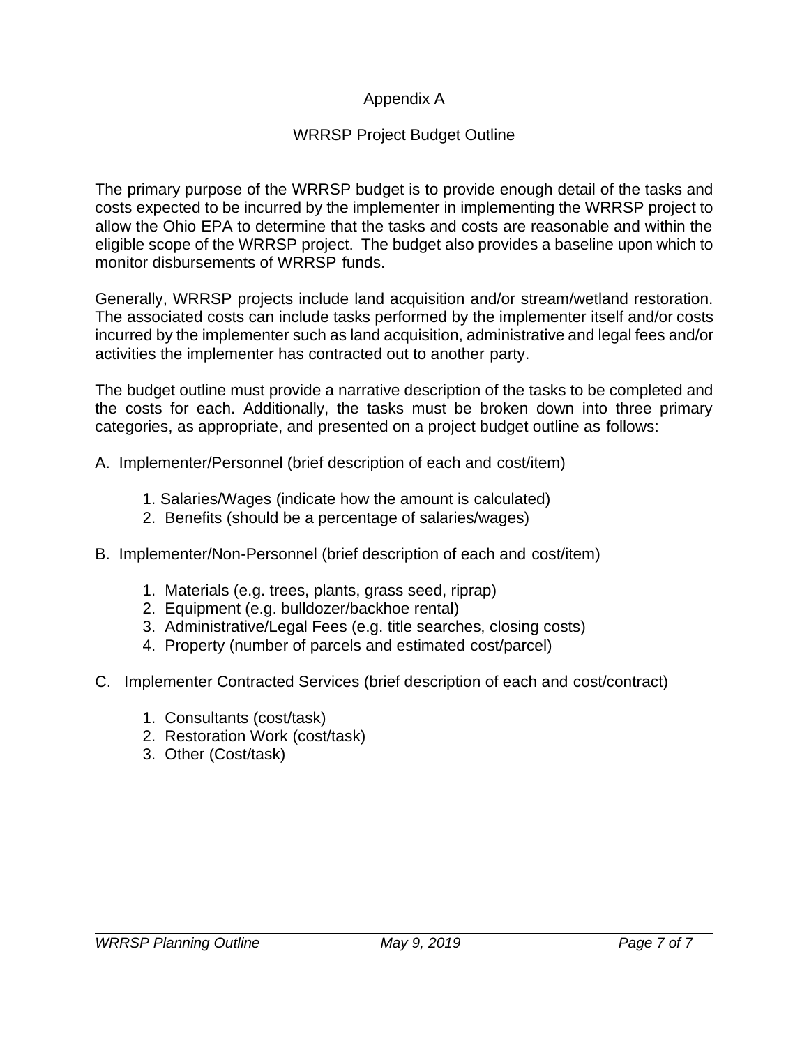# Appendix A

## WRRSP Project Budget Outline

The primary purpose of the WRRSP budget is to provide enough detail of the tasks and costs expected to be incurred by the implementer in implementing the WRRSP project to allow the Ohio EPA to determine that the tasks and costs are reasonable and within the eligible scope of the WRRSP project. The budget also provides a baseline upon which to monitor disbursements of WRRSP funds.

Generally, WRRSP projects include land acquisition and/or stream/wetland restoration. The associated costs can include tasks performed by the implementer itself and/or costs incurred by the implementer such as land acquisition, administrative and legal fees and/or activities the implementer has contracted out to another party.

The budget outline must provide a narrative description of the tasks to be completed and the costs for each. Additionally, the tasks must be broken down into three primary categories, as appropriate, and presented on a project budget outline as follows:

A. Implementer/Personnel (brief description of each and cost/item)

   1. Salaries/Wages (indicate how the amount is calculated)
   2. Benefits (should be a percentage of salaries/wages)

B. Implementer/Non-Personnel (brief description of each and cost/item)

   1. Materials (e.g. trees, plants, grass seed, riprap)
   2. Equipment (e.g. bulldozer/backhoe rental)
   3. Administrative/Legal Fees (e.g. title searches, closing costs)
   4. Property (number of parcels and estimated cost/parcel)

C. Implementer Contracted Services (brief description of each and cost/contract)

   1. Consultants (cost/task)
   2. Restoration Work (cost/task)
   3. Other (Cost/task)